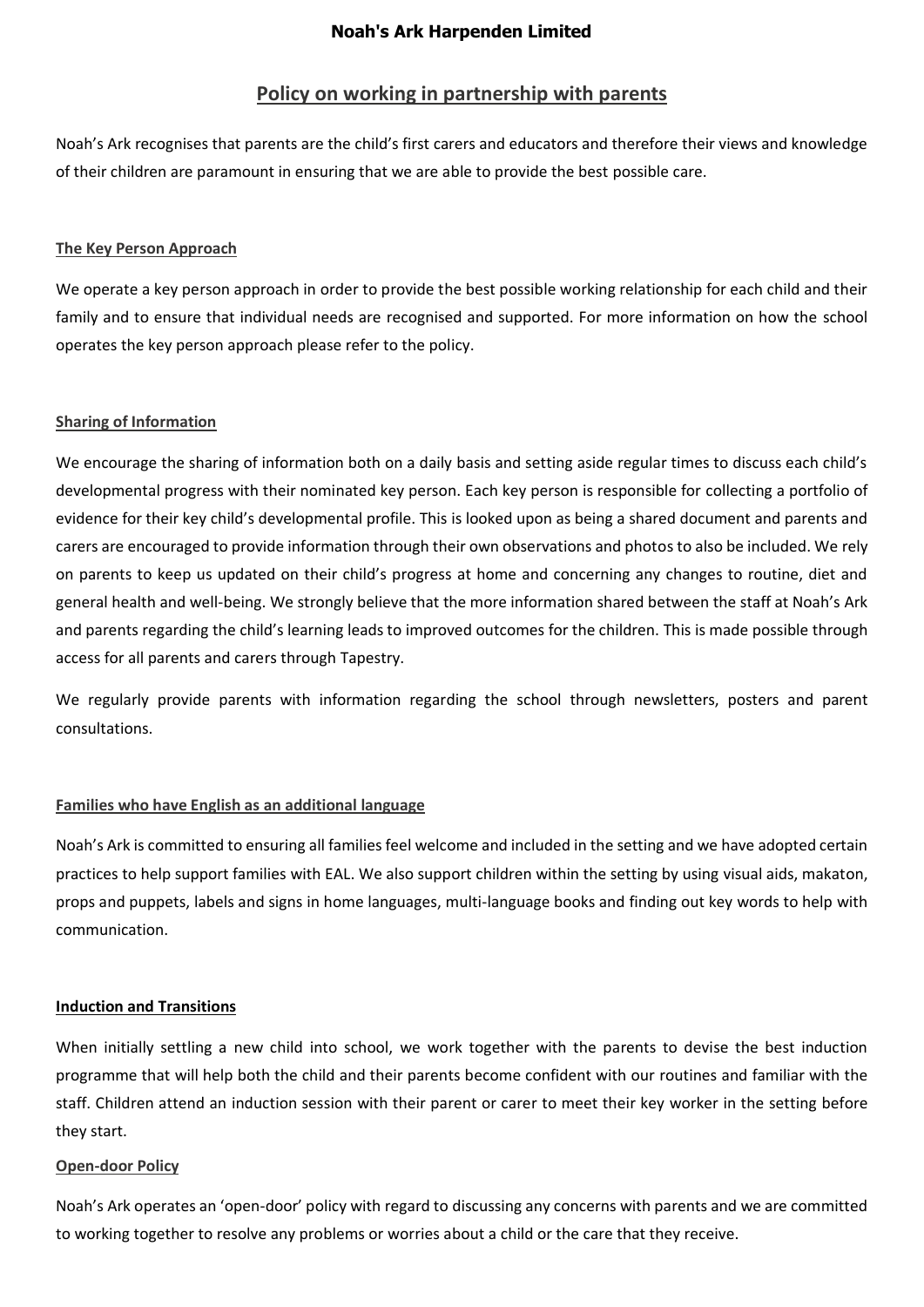# Noah's Ark Harpenden Limited

## Policy on working in partnership with parents

Noah's Ark recognises that parents are the child's first carers and educators and therefore their views and knowledge of their children are paramount in ensuring that we are able to provide the best possible care.

### The Key Person Approach

We operate a key person approach in order to provide the best possible working relationship for each child and their family and to ensure that individual needs are recognised and supported. For more information on how the school operates the key person approach please refer to the policy.

### Sharing of Information

We encourage the sharing of information both on a daily basis and setting aside regular times to discuss each child's developmental progress with their nominated key person. Each key person is responsible for collecting a portfolio of evidence for their key child's developmental profile. This is looked upon as being a shared document and parents and carers are encouraged to provide information through their own observations and photos to also be included. We rely on parents to keep us updated on their child's progress at home and concerning any changes to routine, diet and general health and well-being. We strongly believe that the more information shared between the staff at Noah's Ark and parents regarding the child's learning leads to improved outcomes for the children. This is made possible through access for all parents and carers through Tapestry.

We regularly provide parents with information regarding the school through newsletters, posters and parent consultations.

### Families who have English as an additional language

Noah's Ark is committed to ensuring all families feel welcome and included in the setting and we have adopted certain practices to help support families with EAL. We also support children within the setting by using visual aids, makaton, props and puppets, labels and signs in home languages, multi-language books and finding out key words to help with communication.

### Induction and Transitions

When initially settling a new child into school, we work together with the parents to devise the best induction programme that will help both the child and their parents become confident with our routines and familiar with the staff. Children attend an induction session with their parent or carer to meet their key worker in the setting before they start.

### Open-door Policy

Noah's Ark operates an 'open-door' policy with regard to discussing any concerns with parents and we are committed to working together to resolve any problems or worries about a child or the care that they receive.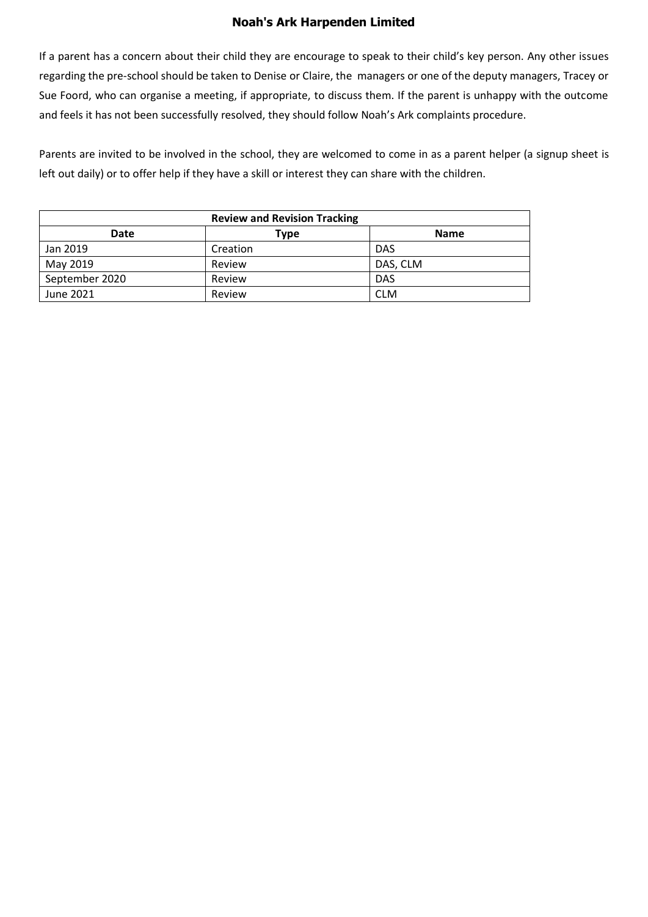# Noah's Ark Harpenden Limited

If a parent has a concern about their child they are encourage to speak to their child's key person. Any other issues regarding the pre-school should be taken to Denise or Claire, the managers or one of the deputy managers, Tracey or Sue Foord, who can organise a meeting, if appropriate, to discuss them. If the parent is unhappy with the outcome and feels it has not been successfully resolved, they should follow Noah's Ark complaints procedure.

Parents are invited to be involved in the school, they are welcomed to come in as a parent helper (a signup sheet is left out daily) or to offer help if they have a skill or interest they can share with the children.

| Review and Revision Tracking | | |
|---|---|---|
| **Date** | **Type** | **Name** |
| Jan 2019 | Creation | DAS |
| May 2019 | Review | DAS, CLM |
| September 2020 | Review | DAS |
| June 2021 | Review | CLM |